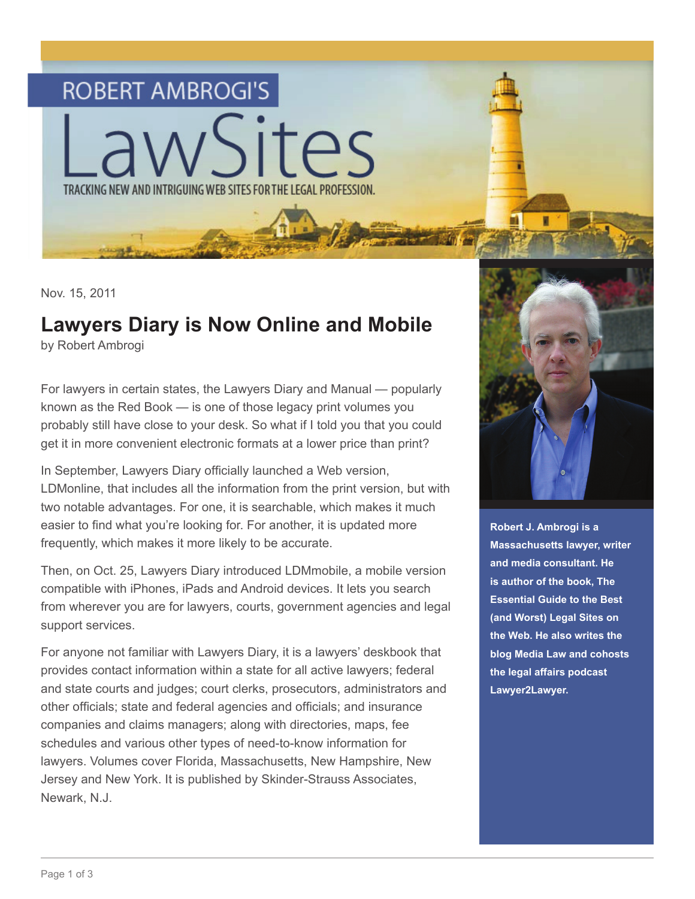# ROBERT AMBROGI'S LawSites

TRACKING NEW AND INTRIGUING WEB SITES FOR THE LEGAL PROFESSION.

Nov. 15, 2011

## Lawyers Diary is Now Online and Mobile

by Robert Ambrogi

For lawyers in certain states, the Lawyers Diary and Manual — popularly known as the Red Book — is one of those legacy print volumes you probably still have close to your desk. So what if I told you that you could get it in more convenient electronic formats at a lower price than print?

In September, Lawyers Diary officially launched a Web version, LDMonline, that includes all the information from the print version, but with two notable advantages. For one, it is searchable, which makes it much easier to find what you're looking for. For another, it is updated more frequently, which makes it more likely to be accurate.

Then, on Oct. 25, Lawyers Diary introduced LDMmobile, a mobile version compatible with iPhones, iPads and Android devices. It lets you search from wherever you are for lawyers, courts, government agencies and legal support services.

For anyone not familiar with Lawyers Diary, it is a lawyers' deskbook that provides contact information within a state for all active lawyers; federal and state courts and judges; court clerks, prosecutors, administrators and other officials; state and federal agencies and officials; and insurance companies and claims managers; along with directories, maps, fee schedules and various other types of need-to-know information for lawyers. Volumes cover Florida, Massachusetts, New Hampshire, New Jersey and New York. It is published by Skinder-Strauss Associates, Newark, N.J.

**Robert J. Ambrogi is a Massachusetts lawyer, writer and media consultant. He is author of the book, The Essential Guide to the Best (and Worst) Legal Sites on the Web. He also writes the blog Media Law and cohosts the legal affairs podcast Lawyer2Lawyer.**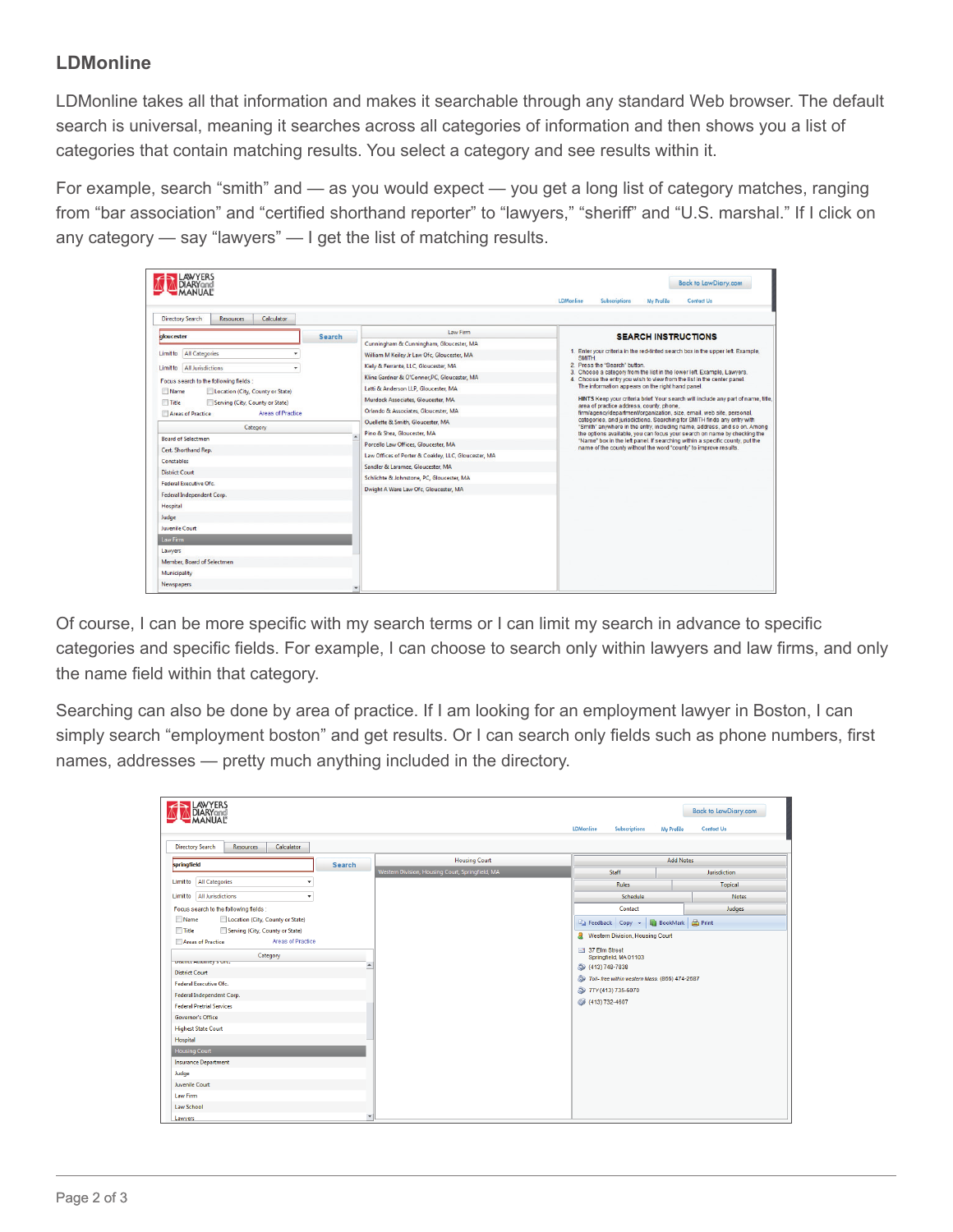### LDMonline

LDMonline takes all that information and makes it searchable through any standard Web browser. The default search is universal, meaning it searches across all categories of information and then shows you a list of categories that contain matching results. You select a category and see results within it.

For example, search "smith" and — as you would expect — you get a long list of category matches, ranging from "bar association" and "certified shorthand reporter" to "lawyers," "sheriff" and "U.S. marshal." If I click on any category — say "lawyers" — I get the list of matching results.

Of course, I can be more specific with my search terms or I can limit my search in advance to specific categories and specific fields. For example, I can choose to search only within lawyers and law firms, and only the name field within that category.

Searching can also be done by area of practice. If I am looking for an employment lawyer in Boston, I can simply search "employment boston" and get results. Or I can search only fields such as phone numbers, first names, addresses — pretty much anything included in the directory.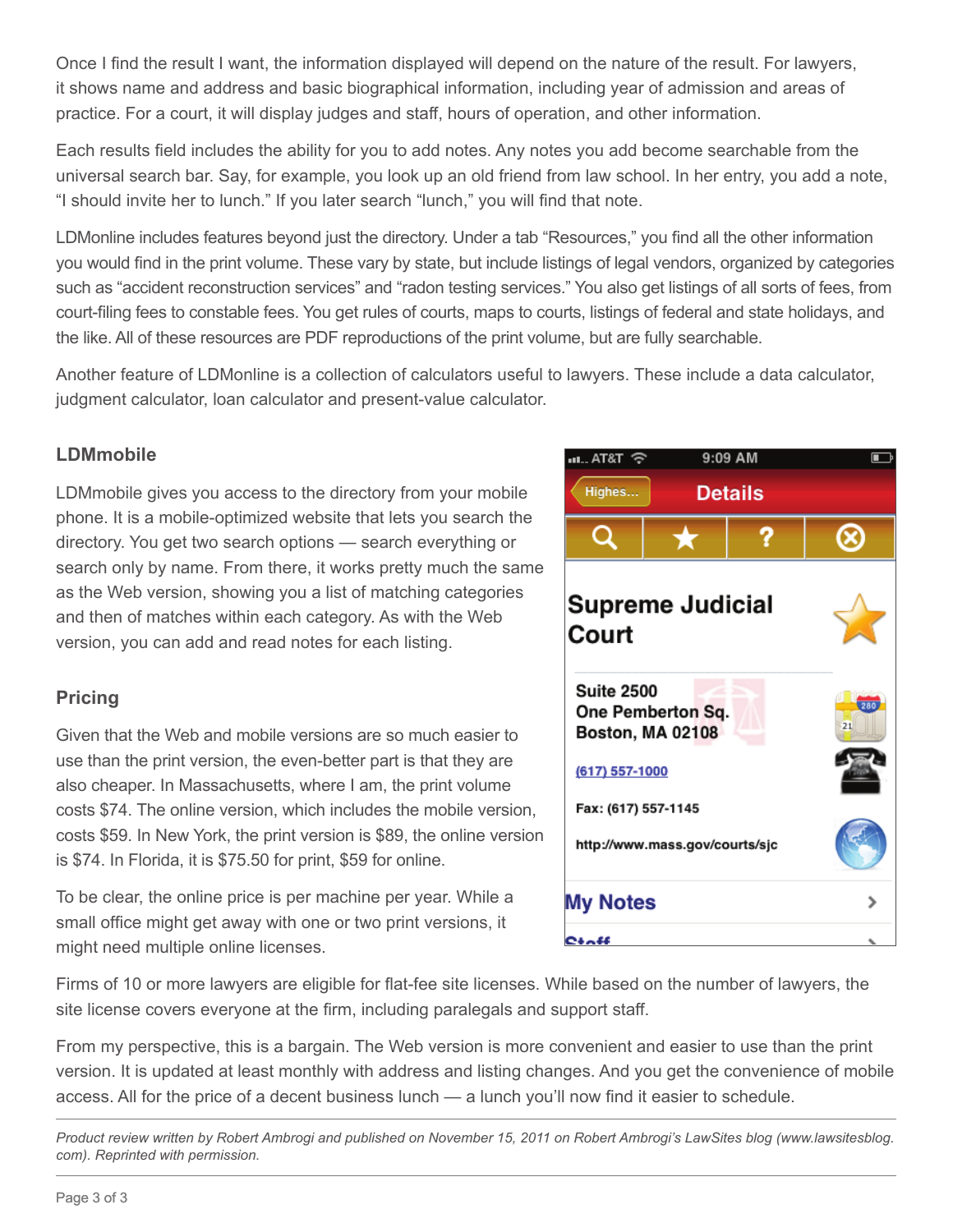Once I find the result I want, the information displayed will depend on the nature of the result. For lawyers, it shows name and address and basic biographical information, including year of admission and areas of practice. For a court, it will display judges and staff, hours of operation, and other information.

Each results field includes the ability for you to add notes. Any notes you add become searchable from the universal search bar. Say, for example, you look up an old friend from law school. In her entry, you add a note, "I should invite her to lunch." If you later search "lunch," you will find that note.

LDMonline includes features beyond just the directory. Under a tab "Resources," you find all the other information you would find in the print volume. These vary by state, but include listings of legal vendors, organized by categories such as "accident reconstruction services" and "radon testing services." You also get listings of all sorts of fees, from court-filing fees to constable fees. You get rules of courts, maps to courts, listings of federal and state holidays, and the like. All of these resources are PDF reproductions of the print volume, but are fully searchable.

Another feature of LDMonline is a collection of calculators useful to lawyers. These include a data calculator, judgment calculator, loan calculator and present-value calculator.

### LDMmobile

LDMmobile gives you access to the directory from your mobile phone. It is a mobile-optimized website that lets you search the directory. You get two search options — search everything or search only by name. From there, it works pretty much the same as the Web version, showing you a list of matching categories and then of matches within each category. As with the Web version, you can add and read notes for each listing.

### Pricing

Given that the Web and mobile versions are so much easier to use than the print version, the even-better part is that they are also cheaper. In Massachusetts, where I am, the print volume costs $74. The online version, which includes the mobile version, costs $59. In New York, the print version is $89, the online version is $74. In Florida, it is $75.50 for print, $59 for online.

To be clear, the online price is per machine per year. While a small office might get away with one or two print versions, it might need multiple online licenses.

Firms of 10 or more lawyers are eligible for flat-fee site licenses. While based on the number of lawyers, the site license covers everyone at the firm, including paralegals and support staff.

From my perspective, this is a bargain. The Web version is more convenient and easier to use than the print version. It is updated at least monthly with address and listing changes. And you get the convenience of mobile access. All for the price of a decent business lunch — a lunch you'll now find it easier to schedule.

---

*Product review written by Robert Ambrogi and published on November 15, 2011 on Robert Ambrogi's LawSites blog (www.lawsitesblog.com). Reprinted with permission.*